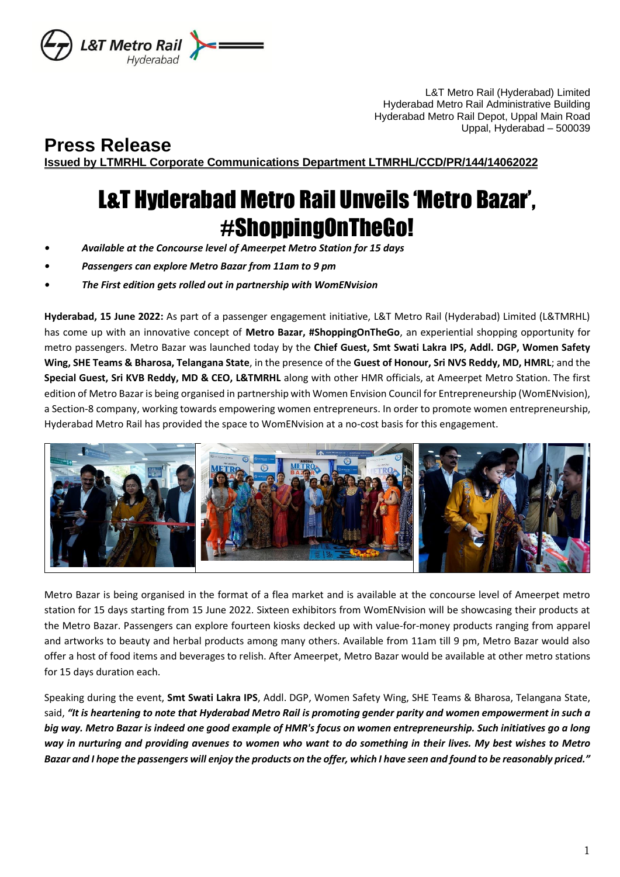L&T Metro Rail (Hyderabad) Limited
Hyderabad Metro Rail Administrative Building
Hyderabad Metro Rail Depot, Uppal Main Road
Uppal, Hyderabad – 500039

## Press Release

**Issued by LTMRHL Corporate Communications Department LTMRHL/CCD/PR/144/14062022**

# L&T Hyderabad Metro Rail Unveils 'Metro Bazar', #ShoppingOnTheGo!

- ***Available at the Concourse level of Ameerpet Metro Station for 15 days***
- ***Passengers can explore Metro Bazar from 11am to 9 pm***
- ***The First edition gets rolled out in partnership with WomENvision***

**Hyderabad, 15 June 2022:** As part of a passenger engagement initiative, L&T Metro Rail (Hyderabad) Limited (L&TMRHL) has come up with an innovative concept of **Metro Bazar, #ShoppingOnTheGo**, an experiential shopping opportunity for metro passengers. Metro Bazar was launched today by the **Chief Guest, Smt Swati Lakra IPS, Addl. DGP, Women Safety Wing, SHE Teams & Bharosa, Telangana State**, in the presence of the **Guest of Honour, Sri NVS Reddy, MD, HMRL**; and the **Special Guest, Sri KVB Reddy, MD & CEO, L&TMRHL** along with other HMR officials, at Ameerpet Metro Station. The first edition of Metro Bazar is being organised in partnership with Women Envision Council for Entrepreneurship (WomENvision), a Section-8 company, working towards empowering women entrepreneurs. In order to promote women entrepreneurship, Hyderabad Metro Rail has provided the space to WomENvision at a no-cost basis for this engagement.

Metro Bazar is being organised in the format of a flea market and is available at the concourse level of Ameerpet metro station for 15 days starting from 15 June 2022. Sixteen exhibitors from WomENvision will be showcasing their products at the Metro Bazar. Passengers can explore fourteen kiosks decked up with value-for-money products ranging from apparel and artworks to beauty and herbal products among many others. Available from 11am till 9 pm, Metro Bazar would also offer a host of food items and beverages to relish. After Ameerpet, Metro Bazar would be available at other metro stations for 15 days duration each.

Speaking during the event, **Smt Swati Lakra IPS**, Addl. DGP, Women Safety Wing, SHE Teams & Bharosa, Telangana State, said, ***"It is heartening to note that Hyderabad Metro Rail is promoting gender parity and women empowerment in such a big way. Metro Bazar is indeed one good example of HMR's focus on women entrepreneurship. Such initiatives go a long way in nurturing and providing avenues to women who want to do something in their lives. My best wishes to Metro Bazar and I hope the passengers will enjoy the products on the offer, which I have seen and found to be reasonably priced."***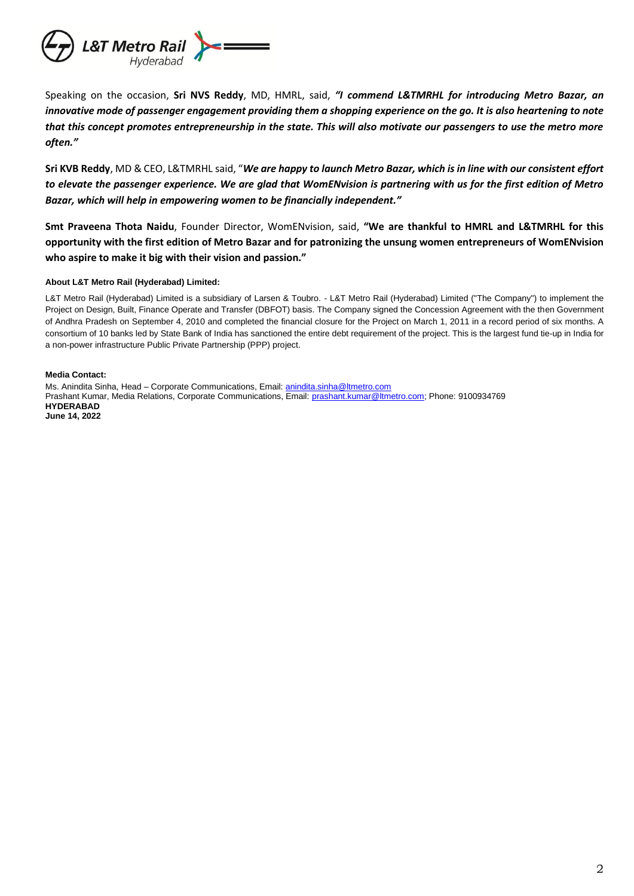Speaking on the occasion, **Sri NVS Reddy**, MD, HMRL, said, ***"I commend L&TMRHL for introducing Metro Bazar, an innovative mode of passenger engagement providing them a shopping experience on the go. It is also heartening to note that this concept promotes entrepreneurship in the state. This will also motivate our passengers to use the metro more often."***

**Sri KVB Reddy**, MD & CEO, L&TMRHL said, "***We are happy to launch Metro Bazar, which is in line with our consistent effort to elevate the passenger experience. We are glad that WomENvision is partnering with us for the first edition of Metro Bazar, which will help in empowering women to be financially independent."***

**Smt Praveena Thota Naidu**, Founder Director, WomENvision, said, **"We are thankful to HMRL and L&TMRHL for this opportunity with the first edition of Metro Bazar and for patronizing the unsung women entrepreneurs of WomENvision who aspire to make it big with their vision and passion."**

**About L&T Metro Rail (Hyderabad) Limited:**

L&T Metro Rail (Hyderabad) Limited is a subsidiary of Larsen & Toubro. - L&T Metro Rail (Hyderabad) Limited ("The Company") to implement the Project on Design, Built, Finance Operate and Transfer (DBFOT) basis. The Company signed the Concession Agreement with the then Government of Andhra Pradesh on September 4, 2010 and completed the financial closure for the Project on March 1, 2011 in a record period of six months. A consortium of 10 banks led by State Bank of India has sanctioned the entire debt requirement of the project. This is the largest fund tie-up in India for a non-power infrastructure Public Private Partnership (PPP) project.

**Media Contact:**

Ms. Anindita Sinha, Head – Corporate Communications, Email: anindita.sinha@ltmetro.com
Prashant Kumar, Media Relations, Corporate Communications, Email: prashant.kumar@ltmetro.com; Phone: 9100934769
**HYDERABAD**
**June 14, 2022**